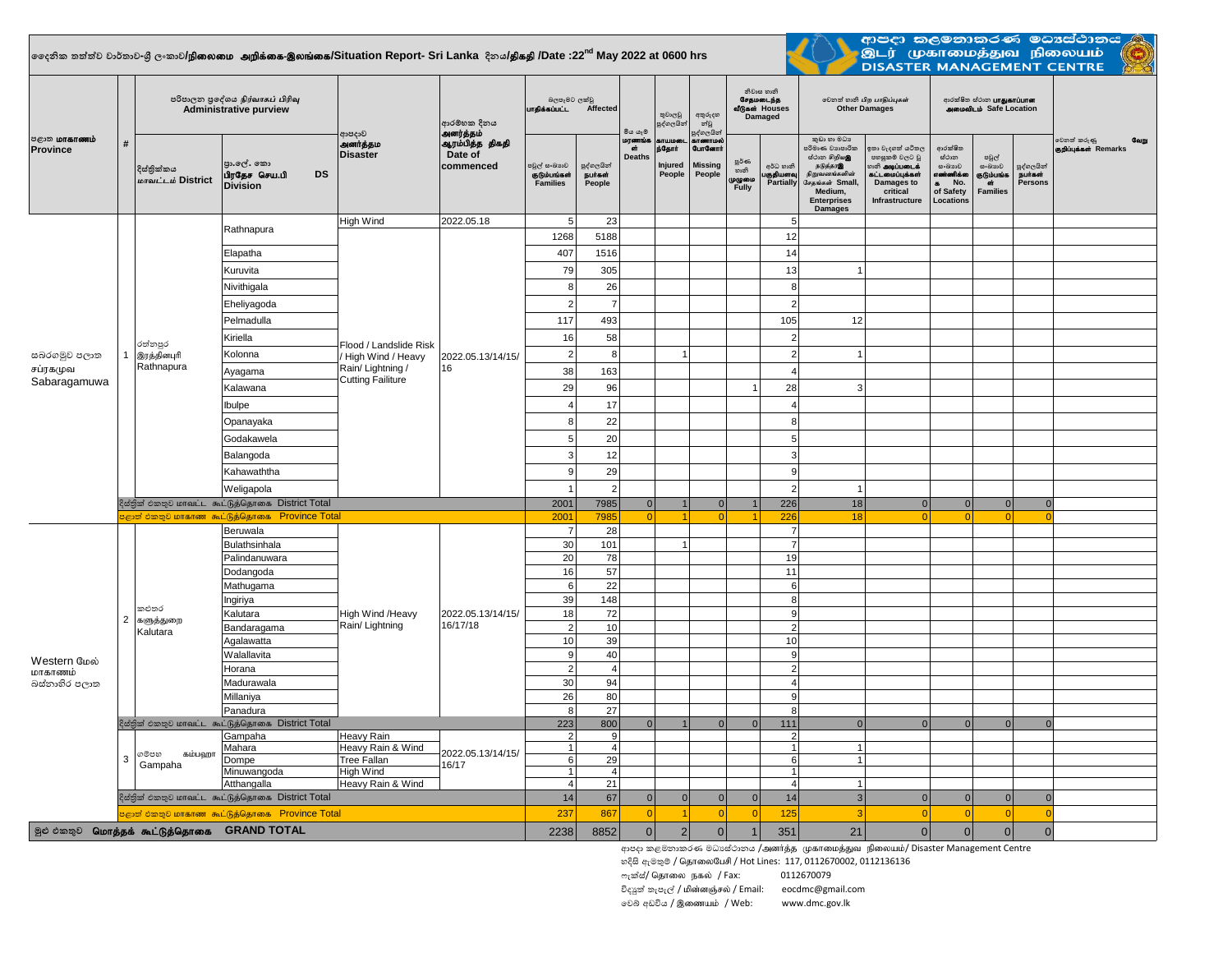# දෛනික තත්ත්ව වාර්තාව-ශ්‍රී ලංකාව/நிலைமை அறிக்கை-இலங்கை/Situation Report- Sri Lanka දිනය/திகதி /Date :22nd May 2022 at 0600 hrs

ආපදා කළමනාකරණ මධ්‍යස්ථානය / இடர் முகாமைத்துவ நிலையம் / DISASTER MANAGEMENT CENTRE

| පළාත மாகாணம் Province | # | දිස්ත්‍රික්කය மாவட்டம் District | ප්‍රා.ලේ. කො பிரதேச செய.பி DS Division | ආපදාව அனர்த்தம Disaster | ආරම්භක දිනය அனர்த்தம் ஆரம்பித்த திகதி Date of commenced | බලපෑමට ලක්වූ පවුල් සංඛ්‍යාව குடும்பங்கள் Families | බලපෑමට ලක්වූ පුද්ගලයින් நபர்கள் People | මිය යෑම් மரணங்கள் Deaths | තුවාලවූ පුද්ගලයින් காயமடைந்தோர் Injured People | අතුරුදහන් වූ පුද්ගලයින් காணாமல் போனோர் Missing People | නිවාස හානි පූර්ණ හානි முழுமை Fully | නිවාස හානි අර්ධ හානි பகுதியளவு Partially | කුඩා හා මධ්‍ය පරිමාණ ව්‍යාපාරික ස්ථාන හානි Small, Medium, Enterprises Damages | ඉතා වැදගත් යටිතල පහසුකම් වලට වූ හානි Damages to critical Infrastructure | ආරක්ෂිත ස්ථාන සංඛ්‍යාව No. of Safety Locations | පවුල් සංඛ්‍යාව குடும்பங்கள் Families | පුද්ගලයින් நபர்கள் Persons | වෙනත් කරුණු வேறு குறிப்புக்கள் Remarks |
|---|---|---|---|---|---|---|---|---|---|---|---|---|---|---|---|---|---|---|
| සබරගමුව පළාත சப்ரகமுவ Sabaragamuwa | 1 | රත්නපුර இரத்தினபுரி Rathnapura | Rathnapura | High Wind | 2022.05.18 | 5 | 23 | | | | | 5 | | | | | | |
| | | | | Flood / Landslide Risk / High Wind / Heavy Rain/ Lightning / Cutting Failiture | 2022.05.13/14/15/16 | 1268 | 5188 | | | | | 12 | | | | | | |
| | | | Elapatha | | | 407 | 1516 | | | | | 14 | | | | | | |
| | | | Kuruvita | | | 79 | 305 | | | | | 13 | 1 | | | | | |
| | | | Nivithigala | | | 8 | 26 | | | | | 8 | | | | | | |
| | | | Eheliyagoda | | | 2 | 7 | | | | | 2 | | | | | | |
| | | | Pelmadulla | | | 117 | 493 | | | | | 105 | 12 | | | | | |
| | | | Kiriella | | | 16 | 58 | | | | | 2 | | | | | | |
| | | | Kolonna | | | 2 | 8 | | 1 | | | 2 | 1 | | | | | |
| | | | Ayagama | | | 38 | 163 | | | | | 4 | | | | | | |
| | | | Kalawana | | | 29 | 96 | | | | 1 | 28 | 3 | | | | | |
| | | | Ibulpe | | | 4 | 17 | | | | | 4 | | | | | | |
| | | | Opanayaka | | | 8 | 22 | | | | | 8 | | | | | | |
| | | | Godakawela | | | 5 | 20 | | | | | 5 | | | | | | |
| | | | Balangoda | | | 3 | 12 | | | | | 3 | | | | | | |
| | | | Kahawaththa | | | 9 | 29 | | | | | 9 | | | | | | |
| | | | Weligapola | | | 1 | 2 | | | | | 2 | 1 | | | | | |
| දිස්ත්‍රික් එකතුව மாவட்ட கூட்டுத்தொகை District Total | | | | | | 2001 | 7985 | 0 | 1 | 0 | 1 | 226 | 18 | 0 | 0 | 0 | 0 | |
| පළාත් එකතුව மாகாண கூட்டுத்தொகை Province Total | | | | | | 2001 | 7985 | 0 | 1 | 0 | 1 | 226 | 18 | 0 | 0 | 0 | 0 | |
| Western மேல் மாகாணம் බස්නාහිර පළාත | 2 | කළුතර களுத்துறை Kalutara | Beruwala | High Wind /Heavy Rain/ Lightning | 2022.05.13/14/15/16/17/18 | 7 | 28 | | | | | 7 | | | | | | |
| | | | Bulathsinhala | | | 30 | 101 | | 1 | | | 7 | | | | | | |
| | | | Palindanuwara | | | 20 | 78 | | | | | 19 | | | | | | |
| | | | Dodangoda | | | 16 | 57 | | | | | 11 | | | | | | |
| | | | Mathugama | | | 6 | 22 | | | | | 6 | | | | | | |
| | | | Ingiriya | | | 39 | 148 | | | | | 8 | | | | | | |
| | | | Kalutara | | | 18 | 72 | | | | | 9 | | | | | | |
| | | | Bandaragama | | | 2 | 10 | | | | | 2 | | | | | | |
| | | | Agalawatta | | | 10 | 39 | | | | | 10 | | | | | | |
| | | | Walallavita | | | 9 | 40 | | | | | 9 | | | | | | |
| | | | Horana | | | 2 | 4 | | | | | 2 | | | | | | |
| | | | Madurawala | | | 30 | 94 | | | | | 4 | | | | | | |
| | | | Millaniya | | | 26 | 80 | | | | | 9 | | | | | | |
| | | | Panadura | | | 8 | 27 | | | | | 8 | | | | | | |
| දිස්ත්‍රික් එකතුව மாவட்ட கூட்டுத்தொகை District Total | | | | | | 223 | 800 | 0 | 1 | 0 | 0 | 111 | 0 | 0 | 0 | 0 | 0 | |
| | 3 | ගම්පහ கம்பஹா Gampaha | Gampaha | Heavy Rain | 2022.05.13/14/15/16/17 | 2 | 9 | | | | | 2 | | | | | | |
| | | | Mahara | Heavy Rain & Wind | | 1 | 4 | | | | | 1 | 1 | | | | | |
| | | | Dompe | Tree Fallan | | 6 | 29 | | | | | 6 | 1 | | | | | |
| | | | Minuwangoda | High Wind | | 1 | 4 | | | | | 1 | | | | | | |
| | | | Atthangalla | Heavy Rain & Wind | | 4 | 21 | | | | | 4 | 1 | | | | | |
| දිස්ත්‍රික් එකතුව மாவட்ட கூட்டுத்தொகை District Total | | | | | | 14 | 67 | 0 | 0 | 0 | 0 | 14 | 3 | 0 | 0 | 0 | 0 | |
| පළාත් එකතුව மாகாண கூட்டுத்தொகை Province Total | | | | | | 237 | 867 | 0 | 1 | 0 | 0 | 125 | 3 | 0 | 0 | 0 | 0 | |
| මුළු එකතුව மொத்தக் கூட்டுத்தொகை GRAND TOTAL | | | | | | 2238 | 8852 | 0 | 2 | 0 | 1 | 351 | 21 | 0 | 0 | 0 | 0 | |

ආපදා කළමනාකරණ මධ්‍යස්ථානය /அனர்த்த முகாமைத்துவ நிலையம்/ Disaster Management Centre

හදිසි ඇමතුම් / தொலைபேசி / Hot Lines: 117, 0112670002, 0112136136

ෆැක්ස්/ தொலை நகல் / Fax: 0112670079

විද්‍යුත් තැපැල් / மின்னஞ்சல் / Email: eocdmc@gmail.com

වෙබ් අඩවිය / இணையம் / Web: www.dmc.gov.lk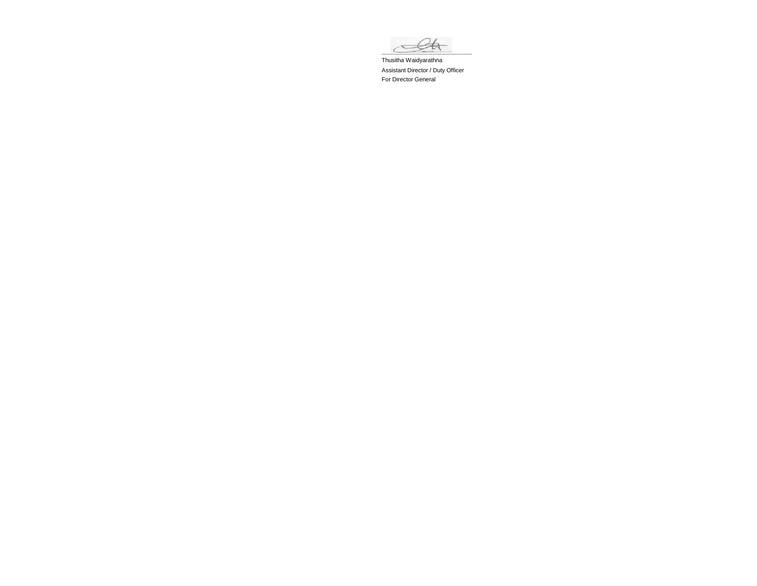..........................................................

Thusitha Waidyarathna

Assistant Director / Duty Officer

For Director General